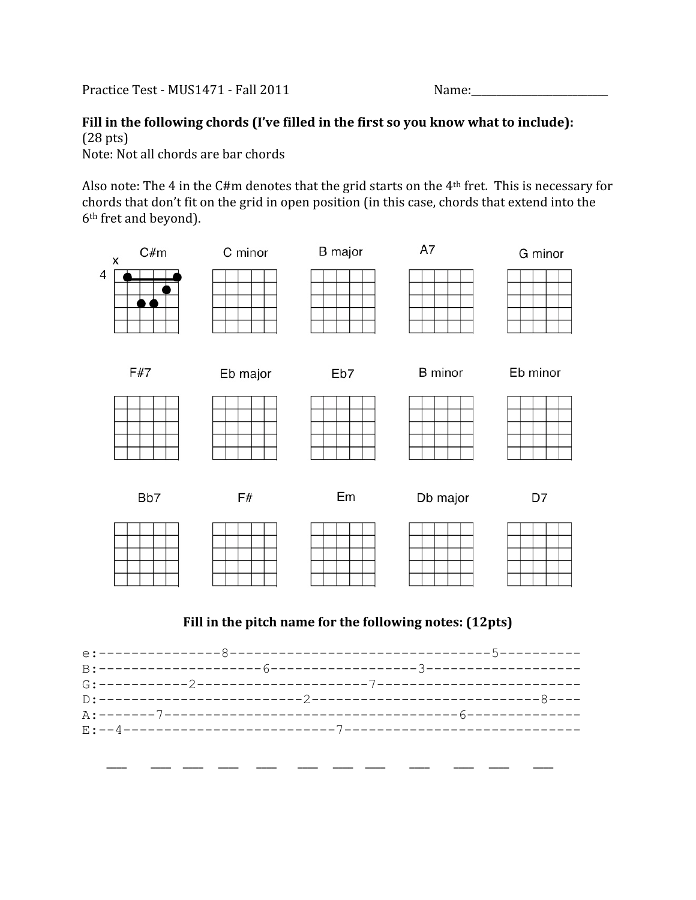Practice Test - MUS1471 - Fall 2011 Name:_________________________

**Fill in the following chords (I've filled in the first so you know what to include):**
(28 pts)
Note: Not all chords are bar chords

Also note: The 4 in the C#m denotes that the grid starts on the 4th fret. This is necessary for chords that don't fit on the grid in open position (in this case, chords that extend into the 6th fret and beyond).

C#m C minor B major A7 G minor

F#7 Eb major Eb7 B minor Eb minor

Bb7 F# Em Db major D7

**Fill in the pitch name for the following notes: (12pts)**

```
e:---------------8--------------------------------5----------
B:--------------------6------------------3-------------------
G:-----------2---------------------7-------------------------
D:-------------------------2----------------------------8----
A:-------7-------------------------------------6-------------
E:--4--------------------------7-----------------------------
```

___ ___ ___ ___ ___ ___ ___ ___ ___ ___ ___ ___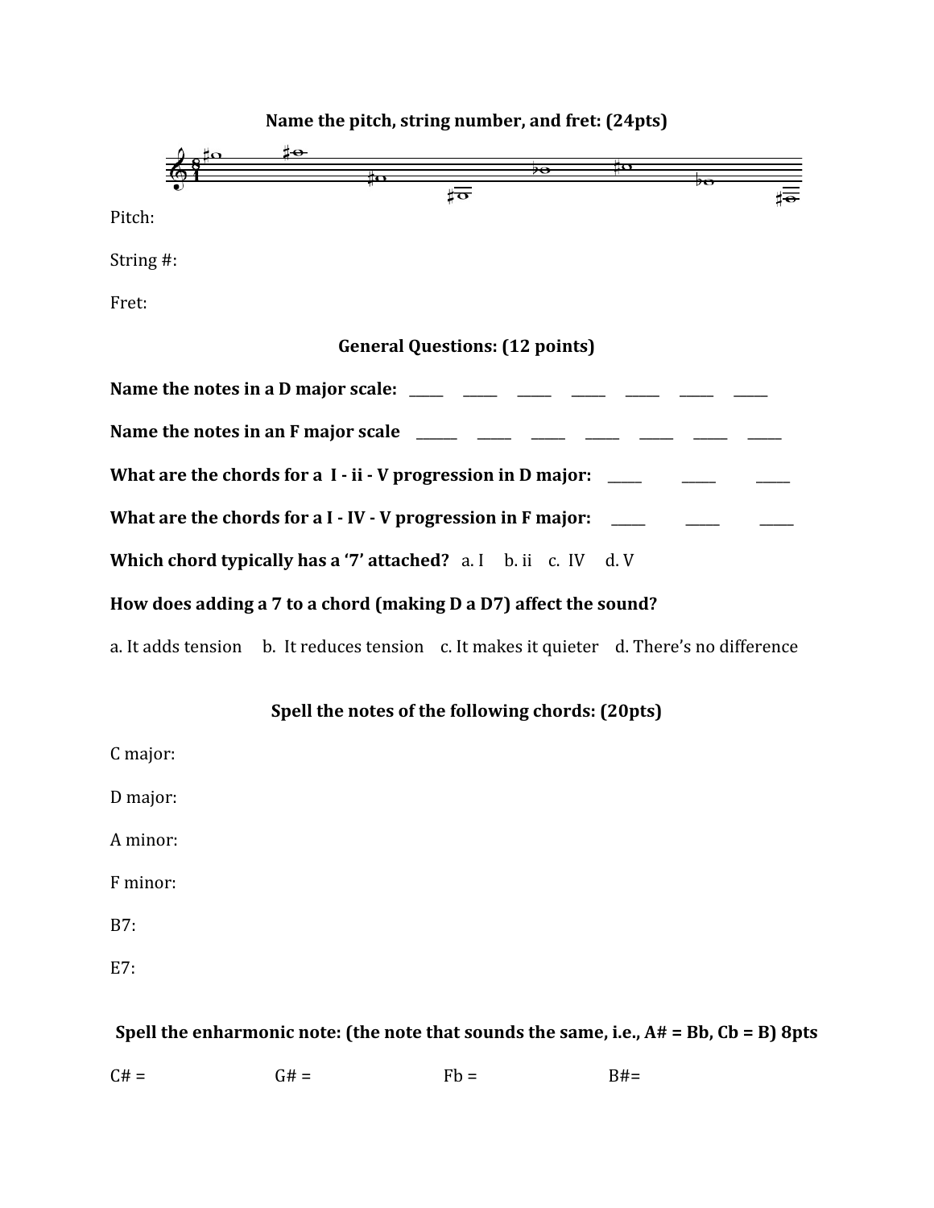**Name the pitch, string number, and fret: (24pts)**

Pitch:

String #:

Fret:

**General Questions: (12 points)**

**Name the notes in a D major scale:** _____ _____ _____ _____ _____ _____ _____

**Name the notes in an F major scale** ______ _____ _____ _____ _____ _____ _____

**What are the chords for a I - ii - V progression in D major:** _____ _____ _____

**What are the chords for a I - IV - V progression in F major:** _____ _____ _____

**Which chord typically has a '7' attached?** a. I b. ii c. IV d. V

**How does adding a 7 to a chord (making D a D7) affect the sound?**

a. It adds tension b. It reduces tension c. It makes it quieter d. There's no difference

**Spell the notes of the following chords: (20pts)**

C major:

D major:

A minor:

F minor:

B7:

E7:

**Spell the enharmonic note: (the note that sounds the same, i.e., A# = Bb, Cb = B) 8pts**

C# = G# = Fb = B#=